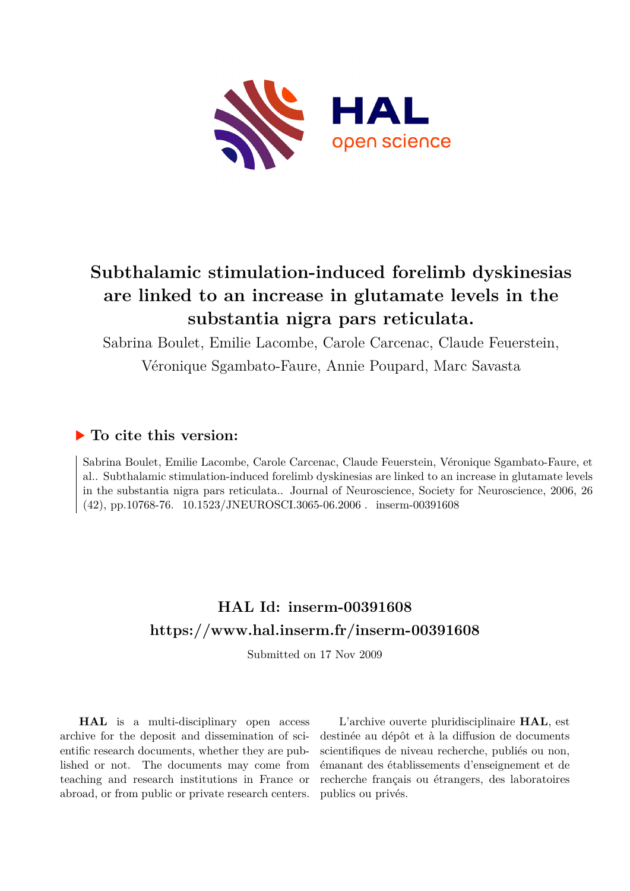# Subthalamic stimulation-induced forelimb dyskinesias are linked to an increase in glutamate levels in the substantia nigra pars reticulata.

Sabrina Boulet, Emilie Lacombe, Carole Carcenac, Claude Feuerstein, Véronique Sgambato-Faure, Annie Poupard, Marc Savasta

## ▶ To cite this version:

Sabrina Boulet, Emilie Lacombe, Carole Carcenac, Claude Feuerstein, Véronique Sgambato-Faure, et al.. Subthalamic stimulation-induced forelimb dyskinesias are linked to an increase in glutamate levels in the substantia nigra pars reticulata.. Journal of Neuroscience, Society for Neuroscience, 2006, 26 (42), pp.10768-76. 10.1523/JNEUROSCI.3065-06.2006 . inserm-00391608

## HAL Id: inserm-00391608
## https://www.hal.inserm.fr/inserm-00391608

Submitted on 17 Nov 2009

**HAL** is a multi-disciplinary open access archive for the deposit and dissemination of scientific research documents, whether they are published or not. The documents may come from teaching and research institutions in France or abroad, or from public or private research centers.

L'archive ouverte pluridisciplinaire **HAL**, est destinée au dépôt et à la diffusion de documents scientifiques de niveau recherche, publiés ou non, émanant des établissements d'enseignement et de recherche français ou étrangers, des laboratoires publics ou privés.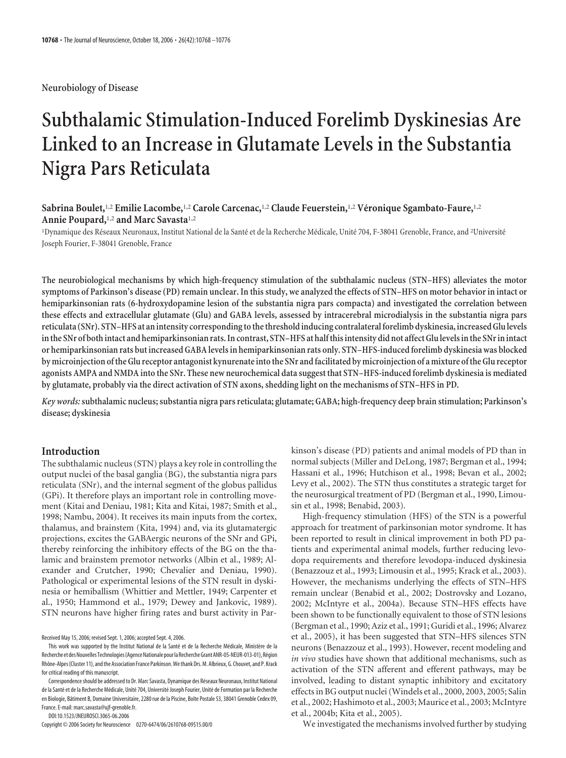Neurobiology of Disease

# Subthalamic Stimulation-Induced Forelimb Dyskinesias Are Linked to an Increase in Glutamate Levels in the Substantia Nigra Pars Reticulata

**Sabrina Boulet,[1,2] Emilie Lacombe,[1,2] Carole Carcenac,[1,2] Claude Feuerstein,[1,2] Véronique Sgambato-Faure,[1,2] Annie Poupard,[1,2] and Marc Savasta[1,2]**

[1]Dynamique des Réseaux Neuronaux, Institut National de la Santé et de la Recherche Médicale, Unité 704, F-38041 Grenoble, France, and [2]Université Joseph Fourier, F-38041 Grenoble, France

**The neurobiological mechanisms by which high-frequency stimulation of the subthalamic nucleus (STN–HFS) alleviates the motor symptoms of Parkinson's disease (PD) remain unclear. In this study, we analyzed the effects of STN–HFS on motor behavior in intact or hemiparkinsonian rats (6-hydroxydopamine lesion of the substantia nigra pars compacta) and investigated the correlation between these effects and extracellular glutamate (Glu) and GABA levels, assessed by intracerebral microdialysis in the substantia nigra pars reticulata (SNr). STN–HFS at an intensity corresponding to the threshold inducing contralateral forelimb dyskinesia, increased Glu levels in the SNr of both intact and hemiparkinsonian rats. In contrast, STN–HFS at half this intensity did not affect Glu levels in the SNr in intact or hemiparkinsonian rats but increased GABA levels in hemiparkinsonian rats only. STN–HFS-induced forelimb dyskinesia was blocked by microinjection of the Glu receptor antagonist kynurenate into the SNr and facilitated by microinjection of a mixture of the Glu receptor agonists AMPA and NMDA into the SNr. These new neurochemical data suggest that STN–HFS-induced forelimb dyskinesia is mediated by glutamate, probably via the direct activation of STN axons, shedding light on the mechanisms of STN–HFS in PD.**

***Key words:*** **subthalamic nucleus; substantia nigra pars reticulata; glutamate; GABA; high-frequency deep brain stimulation; Parkinson's disease; dyskinesia**

## Introduction

The subthalamic nucleus (STN) plays a key role in controlling the output nuclei of the basal ganglia (BG), the substantia nigra pars reticulata (SNr), and the internal segment of the globus pallidus (GPi). It therefore plays an important role in controlling movement (Kitai and Deniau, 1981; Kita and Kitai, 1987; Smith et al., 1998; Nambu, 2004). It receives its main inputs from the cortex, thalamus, and brainstem (Kita, 1994) and, via its glutamatergic projections, excites the GABAergic neurons of the SNr and GPi, thereby reinforcing the inhibitory effects of the BG on the thalamic and brainstem premotor networks (Albin et al., 1989; Alexander and Crutcher, 1990; Chevalier and Deniau, 1990). Pathological or experimental lesions of the STN result in dyskinesia or hemiballism (Whittier and Mettler, 1949; Carpenter et al., 1950; Hammond et al., 1979; Dewey and Jankovic, 1989). STN neurons have higher firing rates and burst activity in Parkinson's disease (PD) patients and animal models of PD than in normal subjects (Miller and DeLong, 1987; Bergman et al., 1994; Hassani et al., 1996; Hutchison et al., 1998; Bevan et al., 2002; Levy et al., 2002). The STN thus constitutes a strategic target for the neurosurgical treatment of PD (Bergman et al., 1990, Limousin et al., 1998; Benabid, 2003).

High-frequency stimulation (HFS) of the STN is a powerful approach for treatment of parkinsonian motor syndrome. It has been reported to result in clinical improvement in both PD patients and experimental animal models, further reducing levodopa requirements and therefore levodopa-induced dyskinesia (Benazzouz et al., 1993; Limousin et al., 1995; Krack et al., 2003). However, the mechanisms underlying the effects of STN–HFS remain unclear (Benabid et al., 2002; Dostrovsky and Lozano, 2002; McIntyre et al., 2004a). Because STN–HFS effects have been shown to be functionally equivalent to those of STN lesions (Bergman et al., 1990; Aziz et al., 1991; Guridi et al., 1996; Alvarez et al., 2005), it has been suggested that STN–HFS silences STN neurons (Benazzouz et al., 1993). However, recent modeling and *in vivo* studies have shown that additional mechanisms, such as activation of the STN afferent and efferent pathways, may be involved, leading to distant synaptic inhibitory and excitatory effects in BG output nuclei (Windels et al., 2000, 2003, 2005; Salin et al., 2002; Hashimoto et al., 2003; Maurice et al., 2003; McIntyre et al., 2004b; Kita et al., 2005).

We investigated the mechanisms involved further by studying

Received May 15, 2006; revised Sept. 1, 2006; accepted Sept. 4, 2006.

This work was supported by the Institut National de la Santé et de la Recherche Médicale, Ministère de la Recherche et des Nouvelles Technologies (Agence Nationale pour la Recherche Grant ANR-05-NEUR-013-01), Région Rhône-Alpes (Cluster 11), and the Association France Parkinson. We thank Drs. M. Albrieux, G. Chouvet, and P. Krack for critical reading of this manuscript.

Correspondence should be addressed to Dr. Marc Savasta, Dynamique des Réseaux Neuronaux, Institut National de la Santé et de la Recherche Médicale, Unité 704, Université Joseph Fourier, Unité de Formation par la Recherche en Biologie, Bâtiment B, Domaine Universitaire, 2280 rue de la Piscine, Boîte Postale 53, 38041 Grenoble Cedex 09, France. E-mail: marc.savasta@ujf-grenoble.fr.

DOI:10.1523/JNEUROSCI.3065-06.2006

Copyright © 2006 Society for Neuroscience 0270-6474/06/2610768-09$15.00/0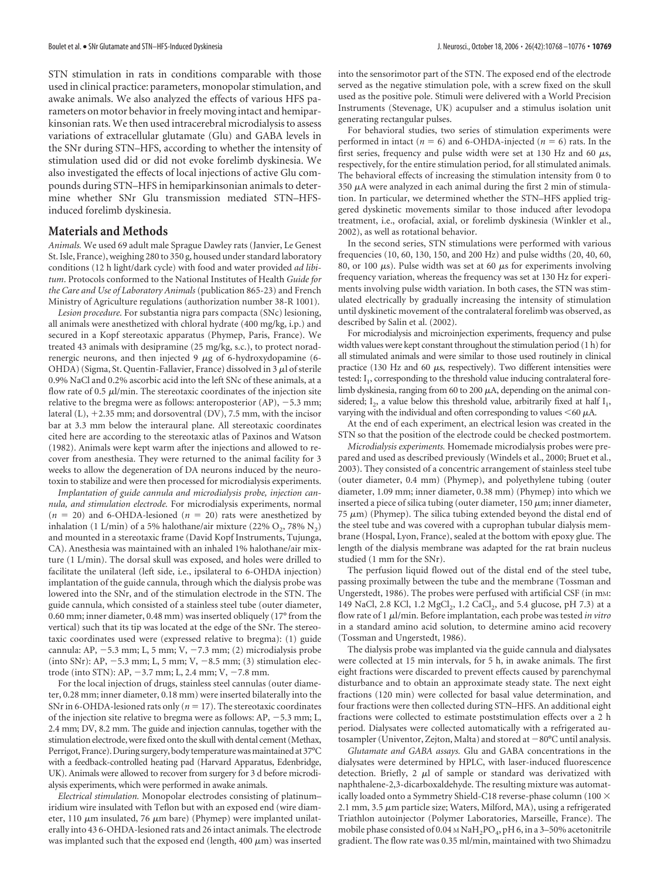STN stimulation in rats in conditions comparable with those used in clinical practice: parameters, monopolar stimulation, and awake animals. We also analyzed the effects of various HFS parameters on motor behavior in freely moving intact and hemiparkinsonian rats. We then used intracerebral microdialysis to assess variations of extracellular glutamate (Glu) and GABA levels in the SNr during STN–HFS, according to whether the intensity of stimulation used did or did not evoke forelimb dyskinesia. We also investigated the effects of local injections of active Glu compounds during STN–HFS in hemiparkinsonian animals to determine whether SNr Glu transmission mediated STN–HFS-induced forelimb dyskinesia.

## Materials and Methods

*Animals.* We used 69 adult male Sprague Dawley rats (Janvier, Le Genest St. Isle, France), weighing 280 to 350 g, housed under standard laboratory conditions (12 h light/dark cycle) with food and water provided *ad libitum*. Protocols conformed to the National Institutes of Health *Guide for the Care and Use of Laboratory Animals* (publication 865-23) and French Ministry of Agriculture regulations (authorization number 38-R 1001).

*Lesion procedure.* For substantia nigra pars compacta (SNc) lesioning, all animals were anesthetized with chloral hydrate (400 mg/kg, i.p.) and secured in a Kopf stereotaxic apparatus (Phymep, Paris, France). We treated 43 animals with desipramine (25 mg/kg, s.c.), to protect noradrenergic neurons, and then injected 9 μg of 6-hydroxydopamine (6-OHDA) (Sigma, St. Quentin-Fallavier, France) dissolved in 3 μl of sterile 0.9% NaCl and 0.2% ascorbic acid into the left SNc of these animals, at a flow rate of 0.5 μl/min. The stereotaxic coordinates of the injection site relative to the bregma were as follows: anteroposterior (AP), −5.3 mm; lateral (L), +2.35 mm; and dorsoventral (DV), 7.5 mm, with the incisor bar at 3.3 mm below the interaural plane. All stereotaxic coordinates cited here are according to the stereotaxic atlas of Paxinos and Watson (1982). Animals were kept warm after the injections and allowed to recover from anesthesia. They were returned to the animal facility for 3 weeks to allow the degeneration of DA neurons induced by the neurotoxin to stabilize and were then processed for microdialysis experiments.

*Implantation of guide cannula and microdialysis probe, injection cannula, and stimulation electrode.* For microdialysis experiments, normal ($n = 20$) and 6-OHDA-lesioned ($n = 20$) rats were anesthetized by inhalation (1 L/min) of a 5% halothane/air mixture (22% $O_2$, 78% $N_2$) and mounted in a stereotaxic frame (David Kopf Instruments, Tujunga, CA). Anesthesia was maintained with an inhaled 1% halothane/air mixture (1 L/min). The dorsal skull was exposed, and holes were drilled to facilitate the unilateral (left side, i.e., ipsilateral to 6-OHDA injection) implantation of the guide cannula, through which the dialysis probe was lowered into the SNr, and of the stimulation electrode in the STN. The guide cannula, which consisted of a stainless steel tube (outer diameter, 0.60 mm; inner diameter, 0.48 mm) was inserted obliquely (17° from the vertical) such that its tip was located at the edge of the SNr. The stereotaxic coordinates used were (expressed relative to bregma): (1) guide cannula: AP, −5.3 mm; L, 5 mm; V, −7.3 mm; (2) microdialysis probe (into SNr): AP, −5.3 mm; L, 5 mm; V, −8.5 mm; (3) stimulation electrode (into STN): AP, −3.7 mm; L, 2.4 mm; V, −7.8 mm.

For the local injection of drugs, stainless steel cannulas (outer diameter, 0.28 mm; inner diameter, 0.18 mm) were inserted bilaterally into the SNr in 6-OHDA-lesioned rats only ($n = 17$). The stereotaxic coordinates of the injection site relative to bregma were as follows: AP, −5.3 mm; L, 2.4 mm; DV, 8.2 mm. The guide and injection cannulas, together with the stimulation electrode, were fixed onto the skull with dental cement (Methax, Perrigot, France). During surgery, body temperature was maintained at 37°C with a feedback-controlled heating pad (Harvard Apparatus, Edenbridge, UK). Animals were allowed to recover from surgery for 3 d before microdialysis experiments, which were performed in awake animals.

*Electrical stimulation.* Monopolar electrodes consisting of platinum–iridium wire insulated with Teflon but with an exposed end (wire diameter, 110 μm insulated, 76 μm bare) (Phymep) were implanted unilaterally into 43 6-OHDA-lesioned rats and 26 intact animals. The electrode was implanted such that the exposed end (length, 400 μm) was inserted into the sensorimotor part of the STN. The exposed end of the electrode served as the negative stimulation pole, with a screw fixed on the skull used as the positive pole. Stimuli were delivered with a World Precision Instruments (Stevenage, UK) acupulser and a stimulus isolation unit generating rectangular pulses.

For behavioral studies, two series of stimulation experiments were performed in intact ($n = 6$) and 6-OHDA-injected ($n = 6$) rats. In the first series, frequency and pulse width were set at 130 Hz and 60 μs, respectively, for the entire stimulation period, for all stimulated animals. The behavioral effects of increasing the stimulation intensity from 0 to 350 μA were analyzed in each animal during the first 2 min of stimulation. In particular, we determined whether the STN–HFS applied triggered dyskinetic movements similar to those induced after levodopa treatment, i.e., orofacial, axial, or forelimb dyskinesia (Winkler et al., 2002), as well as rotational behavior.

In the second series, STN stimulations were performed with various frequencies (10, 60, 130, 150, and 200 Hz) and pulse widths (20, 40, 60, 80, or 100 μs). Pulse width was set at 60 μs for experiments involving frequency variation, whereas the frequency was set at 130 Hz for experiments involving pulse width variation. In both cases, the STN was stimulated electrically by gradually increasing the intensity of stimulation until dyskinetic movement of the contralateral forelimb was observed, as described by Salin et al. (2002).

For microdialysis and microinjection experiments, frequency and pulse width values were kept constant throughout the stimulation period (1 h) for all stimulated animals and were similar to those used routinely in clinical practice (130 Hz and 60 μs, respectively). Two different intensities were tested: $I_1$, corresponding to the threshold value inducing contralateral forelimb dyskinesia, ranging from 60 to 200 μA, depending on the animal considered; $I_2$, a value below this threshold value, arbitrarily fixed at half $I_1$, varying with the individual and often corresponding to values <60 μA.

At the end of each experiment, an electrical lesion was created in the STN so that the position of the electrode could be checked postmortem.

*Microdialysis experiments.* Homemade microdialysis probes were prepared and used as described previously (Windels et al., 2000; Bruet et al., 2003). They consisted of a concentric arrangement of stainless steel tube (outer diameter, 0.4 mm) (Phymep), and polyethylene tubing (outer diameter, 1.09 mm; inner diameter, 0.38 mm) (Phymep) into which we inserted a piece of silica tubing (outer diameter, 150 μm; inner diameter, 75 μm) (Phymep). The silica tubing extended beyond the distal end of the steel tube and was covered with a cuprophan tubular dialysis membrane (Hospal, Lyon, France), sealed at the bottom with epoxy glue. The length of the dialysis membrane was adapted for the rat brain nucleus studied (1 mm for the SNr).

The perfusion liquid flowed out of the distal end of the steel tube, passing proximally between the tube and the membrane (Tossman and Ungerstedt, 1986). The probes were perfused with artificial CSF (in mM: 149 NaCl, 2.8 KCl, 1.2 $MgCl_2$, 1.2 $CaCl_2$, and 5.4 glucose, pH 7.3) at a flow rate of 1 μl/min. Before implantation, each probe was tested *in vitro* in a standard amino acid solution, to determine amino acid recovery (Tossman and Ungerstedt, 1986).

The dialysis probe was implanted via the guide cannula and dialysates were collected at 15 min intervals, for 5 h, in awake animals. The first eight fractions were discarded to prevent effects caused by parenchymal disturbance and to obtain an approximate steady state. The next eight fractions (120 min) were collected for basal value determination, and four fractions were then collected during STN–HFS. An additional eight fractions were collected to estimate poststimulation effects over a 2 h period. Dialysates were collected automatically with a refrigerated autosampler (Univentor, Zejton, Malta) and stored at −80°C until analysis.

*Glutamate and GABA assays.* Glu and GABA concentrations in the dialysates were determined by HPLC, with laser-induced fluorescence detection. Briefly, 2 μl of sample or standard was derivatized with naphthalene-2,3-dicarboxaldehyde. The resulting mixture was automatically loaded onto a Symmetry Shield-C18 reverse-phase column (100 × 2.1 mm, 3.5 μm particle size; Waters, Milford, MA), using a refrigerated Triathlon autoinjector (Polymer Laboratories, Marseille, France). The mobile phase consisted of 0.04 M $NaH_2PO_4$, pH 6, in a 3–50% acetonitrile gradient. The flow rate was 0.35 ml/min, maintained with two Shimadzu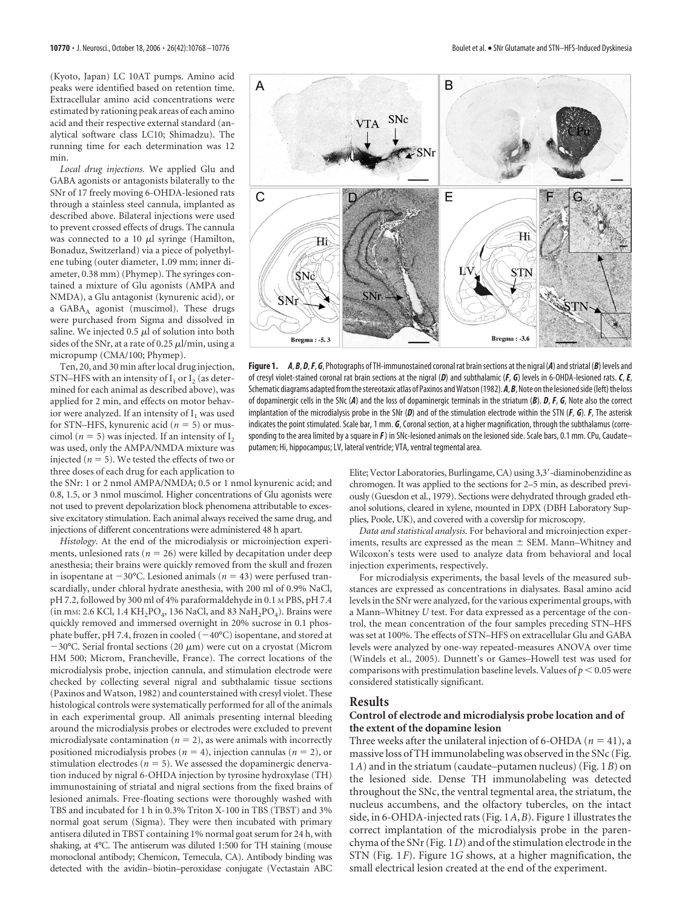(Kyoto, Japan) LC 10AT pumps. Amino acid peaks were identified based on retention time. Extracellular amino acid concentrations were estimated by rationing peak areas of each amino acid and their respective external standard (analytical software class LC10; Shimadzu). The running time for each determination was 12 min.

*Local drug injections.* We applied Glu and GABA agonists or antagonists bilaterally to the SNr of 17 freely moving 6-OHDA-lesioned rats through a stainless steel cannula, implanted as described above. Bilateral injections were used to prevent crossed effects of drugs. The cannula was connected to a 10 μl syringe (Hamilton, Bonaduz, Switzerland) via a piece of polyethylene tubing (outer diameter, 1.09 mm; inner diameter, 0.38 mm) (Phymep). The syringes contained a mixture of Glu agonists (AMPA and NMDA), a Glu antagonist (kynurenic acid), or a $GABA_A$ agonist (muscimol). These drugs were purchased from Sigma and dissolved in saline. We injected 0.5 μl of solution into both sides of the SNr, at a rate of 0.25 μl/min, using a micropump (CMA/100; Phymep).

Ten, 20, and 30 min after local drug injection, STN–HFS with an intensity of $I_1$ or $I_2$ (as determined for each animal as described above), was applied for 2 min, and effects on motor behavior were analyzed. If an intensity of $I_1$ was used for STN–HFS, kynurenic acid ($n = 5$) or muscimol ($n = 5$) was injected. If an intensity of $I_2$ was used, only the AMPA/NMDA mixture was injected ($n = 5$). We tested the effects of two or three doses of each drug for each application to the SNr: 1 or 2 nmol AMPA/NMDA; 0.5 or 1 nmol kynurenic acid; and 0.8, 1.5, or 3 nmol muscimol. Higher concentrations of Glu agonists were not used to prevent depolarization block phenomena attributable to excessive excitatory stimulation. Each animal always received the same drug, and injections of different concentrations were administered 48 h apart.

*Histology.* At the end of the microdialysis or microinjection experiments, unlesioned rats ($n = 26$) were killed by decapitation under deep anesthesia; their brains were quickly removed from the skull and frozen in isopentane at −30°C. Lesioned animals ($n = 43$) were perfused transcardially, under chloral hydrate anesthesia, with 200 ml of 0.9% NaCl, pH 7.2, followed by 300 ml of 4% paraformaldehyde in 0.1 M PBS, pH 7.4 (in mM: 2.6 KCl, 1.4 $KH_2PO_4$, 136 NaCl, and 83 $NaH_2PO_4$). Brains were quickly removed and immersed overnight in 20% sucrose in 0.1 phosphate buffer, pH 7.4, frozen in cooled (−40°C) isopentane, and stored at −30°C. Serial frontal sections (20 μm) were cut on a cryostat (Microm HM 500; Microm, Francheville, France). The correct locations of the microdialysis probe, injection cannula, and stimulation electrode were checked by collecting several nigral and subthalamic tissue sections (Paxinos and Watson, 1982) and counterstained with cresyl violet. These histological controls were systematically performed for all of the animals in each experimental group. All animals presenting internal bleeding around the microdialysis probes or electrodes were excluded to prevent microdialysate contamination ($n = 2$), as were animals with incorrectly positioned microdialysis probes ($n = 4$), injection cannulas ($n = 2$), or stimulation electrodes ($n = 5$). We assessed the dopaminergic denervation induced by nigral 6-OHDA injection by tyrosine hydroxylase (TH) immunostaining of striatal and nigral sections from the fixed brains of lesioned animals. Free-floating sections were thoroughly washed with TBS and incubated for 1 h in 0.3% Triton X-100 in TBS (TBST) and 3% normal goat serum (Sigma). They were then incubated with primary antisera diluted in TBST containing 1% normal goat serum for 24 h, with shaking, at 4°C. The antiserum was diluted 1:500 for TH staining (mouse monoclonal antibody; Chemicon, Temecula, CA). Antibody binding was detected with the avidin–biotin–peroxidase conjugate (Vectastain ABC Elite; Vector Laboratories, Burlingame, CA) using 3,3′-diaminobenzidine as chromogen. It was applied to the sections for 2–5 min, as described previously (Guesdon et al., 1979). Sections were dehydrated through graded ethanol solutions, cleared in xylene, mounted in DPX (DBH Laboratory Supplies, Poole, UK), and covered with a coverslip for microscopy.

**Figure 1.** ***A***, ***B***, ***D***, ***F***, ***G***, Photographs of TH-immunostained coronal rat brain sections at the nigral (***A***) and striatal (***B***) levels and of cresyl violet-stained coronal rat brain sections at the nigral (***D***) and subthalamic (***F***, ***G***) levels in 6-OHDA-lesioned rats. ***C***, ***E***, Schematic diagrams adapted from the stereotaxic atlas of Paxinos and Watson (1982). ***A***, ***B***, Note on the lesioned side (left) the loss of dopaminergic cells in the SNc (***A***) and the loss of dopaminergic terminals in the striatum (***B***). ***D***, ***F***, ***G***, Note also the correct implantation of the microdialysis probe in the SNr (***D***) and of the stimulation electrode within the STN (***F***, ***G***). ***F***, The asterisk indicates the point stimulated. Scale bar, 1 mm. ***G***, Coronal section, at a higher magnification, through the subthalamus (corresponding to the area limited by a square in ***F***) in SNc-lesioned animals on the lesioned side. Scale bars, 0.1 mm. CPu, Caudate–putamen; Hi, hippocampus; LV, lateral ventricle; VTA, ventral tegmental area.

*Data and statistical analysis.* For behavioral and microinjection experiments, results are expressed as the mean ± SEM. Mann–Whitney and Wilcoxon's tests were used to analyze data from behavioral and local injection experiments, respectively.

For microdialysis experiments, the basal levels of the measured substances are expressed as concentrations in dialysates. Basal amino acid levels in the SNr were analyzed, for the various experimental groups, with a Mann–Whitney *U* test. For data expressed as a percentage of the control, the mean concentration of the four samples preceding STN–HFS was set at 100%. The effects of STN–HFS on extracellular Glu and GABA levels were analyzed by one-way repeated-measures ANOVA over time (Windels et al., 2005). Dunnett's or Games–Howell test was used for comparisons with prestimulation baseline levels. Values of $p < 0.05$ were considered statistically significant.

## Results

### Control of electrode and microdialysis probe location and of the extent of the dopamine lesion

Three weeks after the unilateral injection of 6-OHDA ($n = 41$), a massive loss of TH immunolabeling was observed in the SNc (Fig. 1*A*) and in the striatum (caudate–putamen nucleus) (Fig. 1*B*) on the lesioned side. Dense TH immunolabeling was detected throughout the SNc, the ventral tegmental area, the striatum, the nucleus accumbens, and the olfactory tubercles, on the intact side, in 6-OHDA-injected rats (Fig. 1*A*,*B*). Figure 1 illustrates the correct implantation of the microdialysis probe in the parenchyma of the SNr (Fig. 1*D*) and of the stimulation electrode in the STN (Fig. 1*F*). Figure 1*G* shows, at a higher magnification, the small electrical lesion created at the end of the experiment.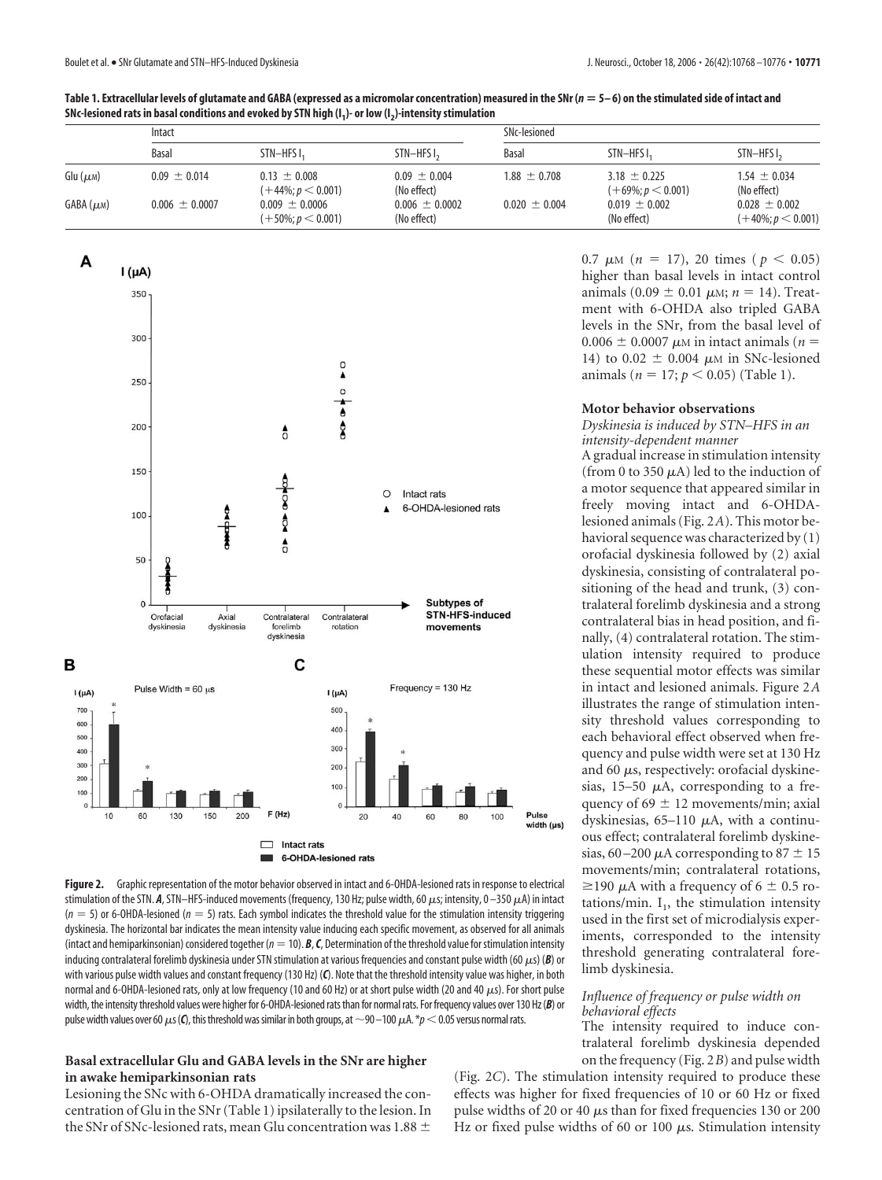**Table 1. Extracellular levels of glutamate and GABA (expressed as a micromolar concentration) measured in the SNr ($n = 5$–6) on the stimulated side of intact and SNc-lesioned rats in basal conditions and evoked by STN high ($I_1$)- or low ($I_2$)-intensity stimulation**

| | Intact | | | SNc-lesioned | | |
|---|---|---|---|---|---|---|
| | Basal | STN–HFS $I_1$ | STN–HFS $I_2$ | Basal | STN–HFS $I_1$ | STN–HFS $I_2$ |
| Glu ($\mu$M) | 0.09 ± 0.014 | 0.13 ± 0.008 (+44%; $p < 0.001$) | 0.09 ± 0.004 (No effect) | 1.88 ± 0.708 | 3.18 ± 0.225 (+69%; $p < 0.001$) | 1.54 ± 0.034 (No effect) |
| GABA ($\mu$M) | 0.006 ± 0.0007 | 0.009 ± 0.0006 (+50%; $p < 0.001$) | 0.006 ± 0.0002 (No effect) | 0.020 ± 0.004 | 0.019 ± 0.002 (No effect) | 0.028 ± 0.002 (+40%; $p < 0.001$) |

**Figure 2.** Graphic representation of the motor behavior observed in intact and 6-OHDA-lesioned rats in response to electrical stimulation of the STN. ***A***, STN–HFS-induced movements (frequency, 130 Hz; pulse width, 60 $\mu$s; intensity, 0–350 $\mu$A) in intact ($n = 5$) or 6-OHDA-lesioned ($n = 5$) rats. Each symbol indicates the threshold value for the stimulation intensity triggering dyskinesia. The horizontal bar indicates the mean intensity value inducing each specific movement, as observed for all animals (intact and hemiparkinsonian) considered together ($n = 10$). ***B***, ***C***, Determination of the threshold value for stimulation intensity inducing contralateral forelimb dyskinesia under STN stimulation at various frequencies and constant pulse width (60 $\mu$s) (***B***) or with various pulse width values and constant frequency (130 Hz) (***C***). Note that the threshold intensity value was higher, in both normal and 6-OHDA-lesioned rats, only at low frequency (10 and 60 Hz) or at short pulse width (20 and 40 $\mu$s). For short pulse width, the intensity threshold values were higher for 6-OHDA-lesioned rats than for normal rats. For frequency values over 130 Hz (***B***) or pulse width values over 60 $\mu$s (***C***), this threshold was similar in both groups, at ~90–100 $\mu$A. *$p < 0.05$ versus normal rats.

### Basal extracellular Glu and GABA levels in the SNr are higher in awake hemiparkinsonian rats

Lesioning the SNc with 6-OHDA dramatically increased the concentration of Glu in the SNr (Table 1) ipsilaterally to the lesion. In the SNr of SNc-lesioned rats, mean Glu concentration was 1.88 ± 0.7 $\mu$M ($n = 17$), 20 times ($p < 0.05$) higher than basal levels in intact control animals (0.09 ± 0.01 $\mu$M; $n = 14$). Treatment with 6-OHDA also tripled GABA levels in the SNr, from the basal level of 0.006 ± 0.0007 $\mu$M in intact animals ($n = 14$) to 0.02 ± 0.004 $\mu$M in SNc-lesioned animals ($n = 17$; $p < 0.05$) (Table 1).

### Motor behavior observations

#### *Dyskinesia is induced by STN–HFS in an intensity-dependent manner*

A gradual increase in stimulation intensity (from 0 to 350 $\mu$A) led to the induction of a motor sequence that appeared similar in freely moving intact and 6-OHDA-lesioned animals (Fig. 2*A*). This motor behavioral sequence was characterized by (1) orofacial dyskinesia followed by (2) axial dyskinesia, consisting of contralateral positioning of the head and trunk, (3) contralateral forelimb dyskinesia and a strong contralateral bias in head position, and finally, (4) contralateral rotation. The stimulation intensity required to produce these sequential motor effects was similar in intact and lesioned animals. Figure 2*A* illustrates the range of stimulation intensity threshold values corresponding to each behavioral effect observed when frequency and pulse width were set at 130 Hz and 60 $\mu$s, respectively: orofacial dyskinesias, 15–50 $\mu$A, corresponding to a frequency of 69 ± 12 movements/min; axial dyskinesias, 65–110 $\mu$A, with a continuous effect; contralateral forelimb dyskinesias, 60–200 $\mu$A corresponding to 87 ± 15 movements/min; contralateral rotations, ≥190 $\mu$A with a frequency of 6 ± 0.5 rotations/min. $I_1$, the stimulation intensity used in the first set of microdialysis experiments, corresponded to the intensity threshold generating contralateral forelimb dyskinesia.

#### *Influence of frequency or pulse width on behavioral effects*

The intensity required to induce contralateral forelimb dyskinesia depended on the frequency (Fig. 2*B*) and pulse width (Fig. 2*C*). The stimulation intensity required to produce these effects was higher for fixed frequencies of 10 or 60 Hz or fixed pulse widths of 20 or 40 $\mu$s than for fixed frequencies 130 or 200 Hz or fixed pulse widths of 60 or 100 $\mu$s. Stimulation intensity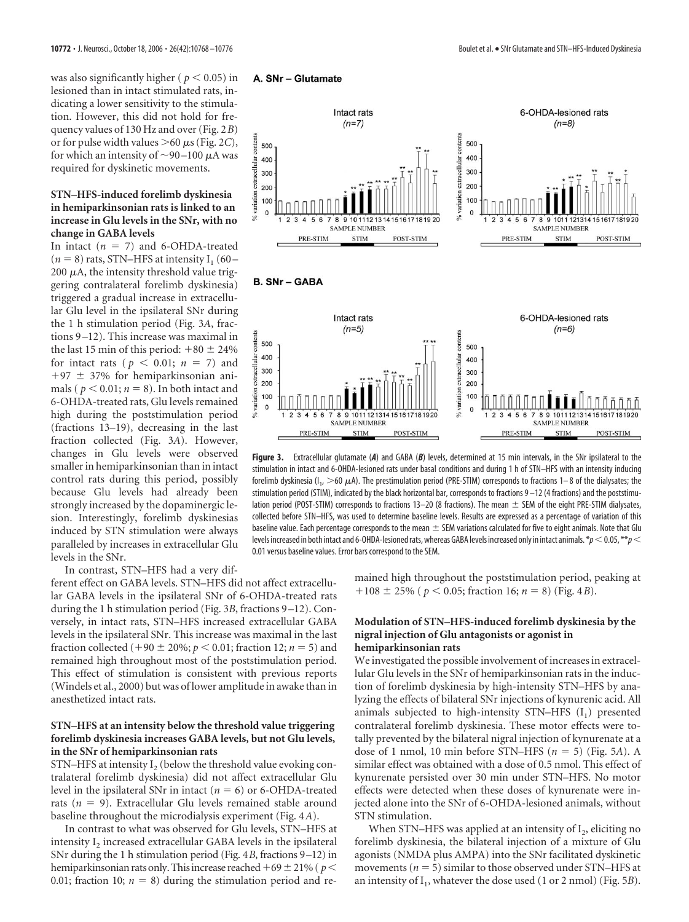was also significantly higher ( $p < 0.05$) in lesioned than in intact stimulated rats, indicating a lower sensitivity to the stimulation. However, this did not hold for frequency values of 130 Hz and over (Fig. 2*B*) or for pulse width values >60 μs (Fig. 2*C*), for which an intensity of ~90–100 μA was required for dyskinetic movements.

### STN–HFS-induced forelimb dyskinesia in hemiparkinsonian rats is linked to an increase in Glu levels in the SNr, with no change in GABA levels

In intact ($n = 7$) and 6-OHDA-treated ($n = 8$) rats, STN–HFS at intensity $I_1$ (60–200 μA, the intensity threshold value triggering contralateral forelimb dyskinesia) triggered a gradual increase in extracellular Glu level in the ipsilateral SNr during the 1 h stimulation period (Fig. 3*A*, fractions 9–12). This increase was maximal in the last 15 min of this period: +80 ± 24% for intact rats ( $p < 0.01$; $n = 7$) and +97 ± 37% for hemiparkinsonian animals ( $p < 0.01$; $n = 8$). In both intact and 6-OHDA-treated rats, Glu levels remained high during the poststimulation period (fractions 13–19), decreasing in the last fraction collected (Fig. 3*A*). However, changes in Glu levels were observed smaller in hemiparkinsonian than in intact control rats during this period, possibly because Glu levels had already been strongly increased by the dopaminergic lesion. Interestingly, forelimb dyskinesias induced by STN stimulation were always paralleled by increases in extracellular Glu levels in the SNr.

In contrast, STN–HFS had a very different effect on GABA levels. STN–HFS did not affect extracellular GABA levels in the ipsilateral SNr of 6-OHDA-treated rats during the 1 h stimulation period (Fig. 3*B*, fractions 9–12). Conversely, in intact rats, STN–HFS increased extracellular GABA levels in the ipsilateral SNr. This increase was maximal in the last fraction collected (+90 ± 20%; $p < 0.01$; fraction 12; $n = 5$) and remained high throughout most of the poststimulation period. This effect of stimulation is consistent with previous reports (Windels et al., 2000) but was of lower amplitude in awake than in anesthetized intact rats.

### STN–HFS at an intensity below the threshold value triggering forelimb dyskinesia increases GABA levels, but not Glu levels, in the SNr of hemiparkinsonian rats

STN–HFS at intensity $I_2$ (below the threshold value evoking contralateral forelimb dyskinesia) did not affect extracellular Glu level in the ipsilateral SNr in intact ($n = 6$) or 6-OHDA-treated rats ($n = 9$). Extracellular Glu levels remained stable around baseline throughout the microdialysis experiment (Fig. 4*A*).

In contrast to what was observed for Glu levels, STN–HFS at intensity $I_2$ increased extracellular GABA levels in the ipsilateral SNr during the 1 h stimulation period (Fig. 4*B*, fractions 9–12) in hemiparkinsonian rats only. This increase reached +69 ± 21% ( $p < 0.01$; fraction 10; $n = 8$) during the stimulation period and remained high throughout the poststimulation period, peaking at +108 ± 25% ( $p < 0.05$; fraction 16; $n = 8$) (Fig. 4*B*).

**Figure 3.** Extracellular glutamate (***A***) and GABA (***B***) levels, determined at 15 min intervals, in the SNr ipsilateral to the stimulation in intact and 6-OHDA-lesioned rats under basal conditions and during 1 h of STN–HFS with an intensity inducing forelimb dyskinesia ($I_1$, >60 μA). The prestimulation period (PRE-STIM) corresponds to fractions 1–8 of the dialysates; the stimulation period (STIM), indicated by the black horizontal bar, corresponds to fractions 9–12 (4 fractions) and the poststimulation period (POST-STIM) corresponds to fractions 13–20 (8 fractions). The mean ± SEM of the eight PRE-STIM dialysates, collected before STN–HFS, was used to determine baseline levels. Results are expressed as a percentage of variation of this baseline value. Each percentage corresponds to the mean ± SEM variations calculated for five to eight animals. Note that Glu levels increased in both intact and 6-OHDA-lesioned rats, whereas GABA levels increased only in intact animals. \* $p < 0.05$, \*\* $p < 0.01$ versus baseline values. Error bars correspond to the SEM.

### Modulation of STN–HFS-induced forelimb dyskinesia by the nigral injection of Glu antagonists or agonist in hemiparkinsonian rats

We investigated the possible involvement of increases in extracellular Glu levels in the SNr of hemiparkinsonian rats in the induction of forelimb dyskinesia by high-intensity STN–HFS by analyzing the effects of bilateral SNr injections of kynurenic acid. All animals subjected to high-intensity STN–HFS ($I_1$) presented contralateral forelimb dyskinesia. These motor effects were totally prevented by the bilateral nigral injection of kynurenate at a dose of 1 nmol, 10 min before STN–HFS ($n = 5$) (Fig. 5*A*). A similar effect was obtained with a dose of 0.5 nmol. This effect of kynurenate persisted over 30 min under STN–HFS. No motor effects were detected when these doses of kynurenate were injected alone into the SNr of 6-OHDA-lesioned animals, without STN stimulation.

When STN–HFS was applied at an intensity of $I_2$, eliciting no forelimb dyskinesia, the bilateral injection of a mixture of Glu agonists (NMDA plus AMPA) into the SNr facilitated dyskinetic movements ($n = 5$) similar to those observed under STN–HFS at an intensity of $I_1$, whatever the dose used (1 or 2 nmol) (Fig. 5*B*).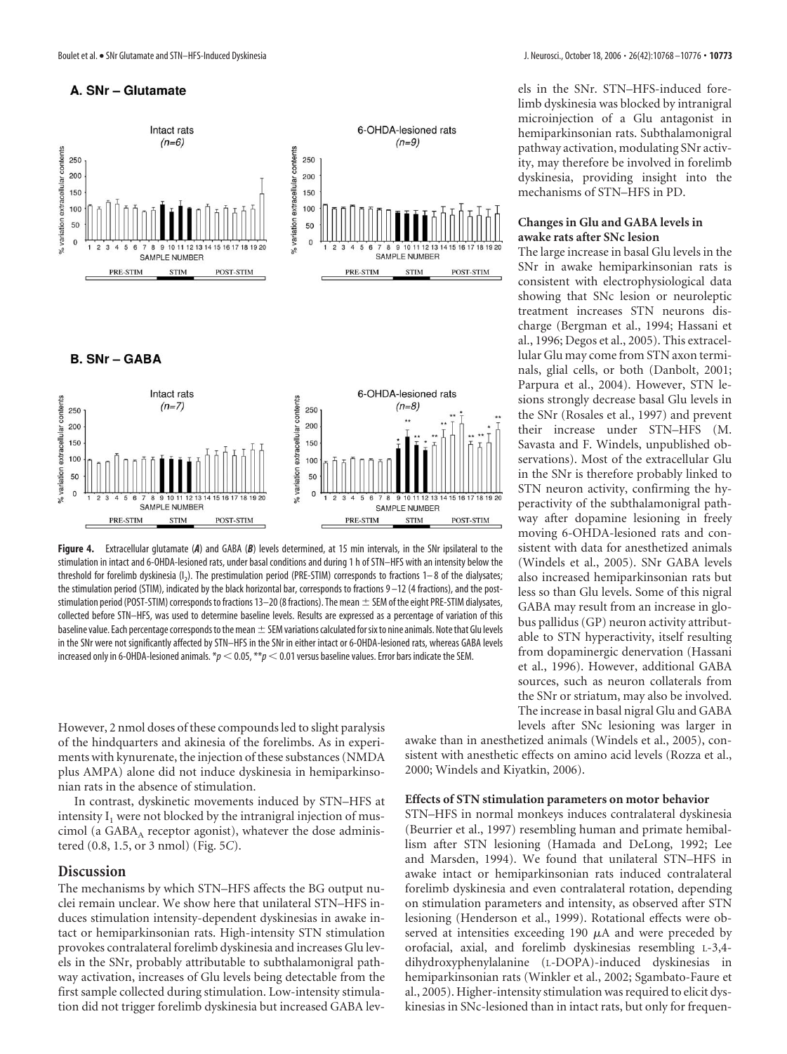**A. SNr – Glutamate**

**B. SNr – GABA**

**Figure 4.** Extracellular glutamate (***A***) and GABA (***B***) levels determined, at 15 min intervals, in the SNr ipsilateral to the stimulation in intact and 6-OHDA-lesioned rats, under basal conditions and during 1 h of STN–HFS with an intensity below the threshold for forelimb dyskinesia ($I_2$). The prestimulation period (PRE-STIM) corresponds to fractions 1–8 of the dialysates; the stimulation period (STIM), indicated by the black horizontal bar, corresponds to fractions 9–12 (4 fractions), and the post-stimulation period (POST-STIM) corresponds to fractions 13–20 (8 fractions). The mean ± SEM of the eight PRE-STIM dialysates, collected before STN–HFS, was used to determine baseline levels. Results are expressed as a percentage of variation of this baseline value. Each percentage corresponds to the mean ± SEM variations calculated for six to nine animals. Note that Glu levels in the SNr were not significantly affected by STN–HFS in the SNr in either intact or 6-OHDA-lesioned rats, whereas GABA levels increased only in 6-OHDA-lesioned animals. *$p < 0.05$, **$p < 0.01$ versus baseline values. Error bars indicate the SEM.

However, 2 nmol doses of these compounds led to slight paralysis of the hindquarters and akinesia of the forelimbs. As in experiments with kynurenate, the injection of these substances (NMDA plus AMPA) alone did not induce dyskinesia in hemiparkinsonian rats in the absence of stimulation.

In contrast, dyskinetic movements induced by STN–HFS at intensity $I_1$ were not blocked by the intranigral injection of muscimol (a $GABA_A$ receptor agonist), whatever the dose administered (0.8, 1.5, or 3 nmol) (Fig. 5*C*).

## Discussion

The mechanisms by which STN–HFS affects the BG output nuclei remain unclear. We show here that unilateral STN–HFS induces stimulation intensity-dependent dyskinesias in awake intact or hemiparkinsonian rats. High-intensity STN stimulation provokes contralateral forelimb dyskinesia and increases Glu levels in the SNr, probably attributable to subthalamonigral pathway activation, increases of Glu levels being detectable from the first sample collected during stimulation. Low-intensity stimulation did not trigger forelimb dyskinesia but increased GABA levels in the SNr. STN–HFS-induced forelimb dyskinesia was blocked by intranigral microinjection of a Glu antagonist in hemiparkinsonian rats. Subthalamonigral pathway activation, modulating SNr activity, may therefore be involved in forelimb dyskinesia, providing insight into the mechanisms of STN–HFS in PD.

### Changes in Glu and GABA levels in awake rats after SNc lesion

The large increase in basal Glu levels in the SNr in awake hemiparkinsonian rats is consistent with electrophysiological data showing that SNc lesion or neuroleptic treatment increases STN neurons discharge (Bergman et al., 1994; Hassani et al., 1996; Degos et al., 2005). This extracellular Glu may come from STN axon terminals, glial cells, or both (Danbolt, 2001; Parpura et al., 2004). However, STN lesions strongly decrease basal Glu levels in the SNr (Rosales et al., 1997) and prevent their increase under STN–HFS (M. Savasta and F. Windels, unpublished observations). Most of the extracellular Glu in the SNr is therefore probably linked to STN neuron activity, confirming the hyperactivity of the subthalamonigral pathway after dopamine lesioning in freely moving 6-OHDA-lesioned rats and consistent with data for anesthetized animals (Windels et al., 2005). SNr GABA levels also increased hemiparkinsonian rats but less so than Glu levels. Some of this nigral GABA may result from an increase in globus pallidus (GP) neuron activity attributable to STN hyperactivity, itself resulting from dopaminergic denervation (Hassani et al., 1996). However, additional GABA sources, such as neuron collaterals from the SNr or striatum, may also be involved. The increase in basal nigral Glu and GABA levels after SNc lesioning was larger in awake than in anesthetized animals (Windels et al., 2005), consistent with anesthetic effects on amino acid levels (Rozza et al., 2000; Windels and Kiyatkin, 2006).

### Effects of STN stimulation parameters on motor behavior

STN–HFS in normal monkeys induces contralateral dyskinesia (Beurrier et al., 1997) resembling human and primate hemiballism after STN lesioning (Hamada and DeLong, 1992; Lee and Marsden, 1994). We found that unilateral STN–HFS in awake intact or hemiparkinsonian rats induced contralateral forelimb dyskinesia and even contralateral rotation, depending on stimulation parameters and intensity, as observed after STN lesioning (Henderson et al., 1999). Rotational effects were observed at intensities exceeding 190 μA and were preceded by orofacial, axial, and forelimb dyskinesias resembling L-3,4-dihydroxyphenylalanine (L-DOPA)-induced dyskinesias in hemiparkinsonian rats (Winkler et al., 2002; Sgambato-Faure et al., 2005). Higher-intensity stimulation was required to elicit dyskinesias in SNc-lesioned than in intact rats, but only for frequen-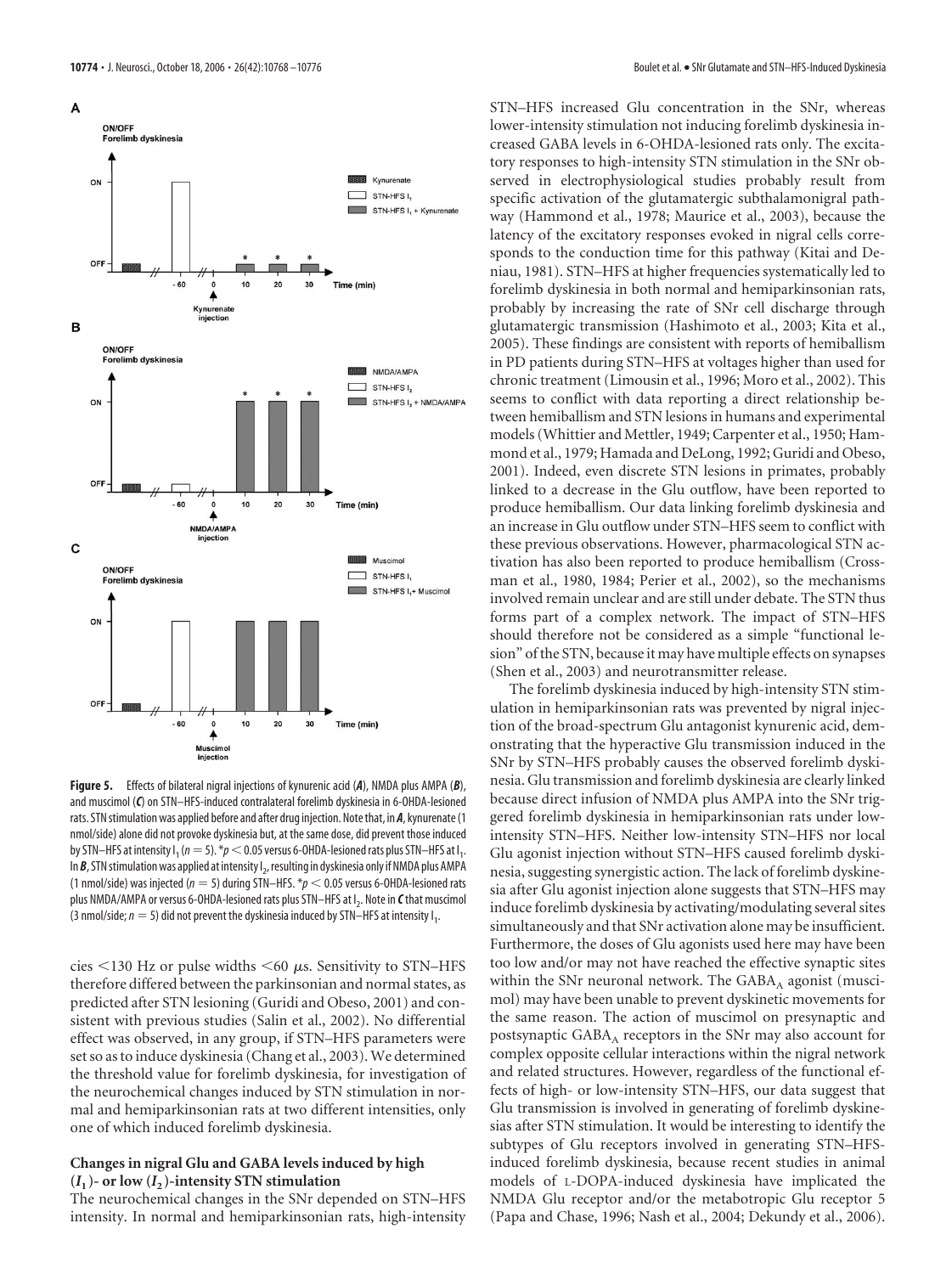**Figure 5.** Effects of bilateral nigral injections of kynurenic acid (***A***), NMDA plus AMPA (***B***), and muscimol (***C***) on STN–HFS-induced contralateral forelimb dyskinesia in 6-OHDA-lesioned rats. STN stimulation was applied before and after drug injection. Note that, in ***A***, kynurenate (1 nmol/side) alone did not provoke dyskinesia but, at the same dose, did prevent those induced by STN–HFS at intensity $I_1$ ($n = 5$). *$p < 0.05$ versus 6-OHDA-lesioned rats plus STN–HFS at $I_1$. In ***B***, STN stimulation was applied at intensity $I_2$, resulting in dyskinesia only if NMDA plus AMPA (1 nmol/side) was injected ($n = 5$) during STN–HFS. *$p < 0.05$ versus 6-OHDA-lesioned rats plus NMDA/AMPA or versus 6-OHDA-lesioned rats plus STN–HFS at $I_2$. Note in ***C*** that muscimol (3 nmol/side; $n = 5$) did not prevent the dyskinesia induced by STN–HFS at intensity $I_1$.

cies <130 Hz or pulse widths <60 μs. Sensitivity to STN–HFS therefore differed between the parkinsonian and normal states, as predicted after STN lesioning (Guridi and Obeso, 2001) and consistent with previous studies (Salin et al., 2002). No differential effect was observed, in any group, if STN–HFS parameters were set so as to induce dyskinesia (Chang et al., 2003). We determined the threshold value for forelimb dyskinesia, for investigation of the neurochemical changes induced by STN stimulation in normal and hemiparkinsonian rats at two different intensities, only one of which induced forelimb dyskinesia.

### Changes in nigral Glu and GABA levels induced by high ($I_1$)- or low ($I_2$)-intensity STN stimulation

The neurochemical changes in the SNr depended on STN–HFS intensity. In normal and hemiparkinsonian rats, high-intensity STN–HFS increased Glu concentration in the SNr, whereas lower-intensity stimulation not inducing forelimb dyskinesia increased GABA levels in 6-OHDA-lesioned rats only. The excitatory responses to high-intensity STN stimulation in the SNr observed in electrophysiological studies probably result from specific activation of the glutamatergic subthalamonigral pathway (Hammond et al., 1978; Maurice et al., 2003), because the latency of the excitatory responses evoked in nigral cells corresponds to the conduction time for this pathway (Kitai and Deniau, 1981). STN–HFS at higher frequencies systematically led to forelimb dyskinesia in both normal and hemiparkinsonian rats, probably by increasing the rate of SNr cell discharge through glutamatergic transmission (Hashimoto et al., 2003; Kita et al., 2005). These findings are consistent with reports of hemiballism in PD patients during STN–HFS at voltages higher than used for chronic treatment (Limousin et al., 1996; Moro et al., 2002). This seems to conflict with data reporting a direct relationship between hemiballism and STN lesions in humans and experimental models (Whittier and Mettler, 1949; Carpenter et al., 1950; Hammond et al., 1979; Hamada and DeLong, 1992; Guridi and Obeso, 2001). Indeed, even discrete STN lesions in primates, probably linked to a decrease in the Glu outflow, have been reported to produce hemiballism. Our data linking forelimb dyskinesia and an increase in Glu outflow under STN–HFS seem to conflict with these previous observations. However, pharmacological STN activation has also been reported to produce hemiballism (Crossman et al., 1980, 1984; Perier et al., 2002), so the mechanisms involved remain unclear and are still under debate. The STN thus forms part of a complex network. The impact of STN–HFS should therefore not be considered as a simple "functional lesion" of the STN, because it may have multiple effects on synapses (Shen et al., 2003) and neurotransmitter release.

The forelimb dyskinesia induced by high-intensity STN stimulation in hemiparkinsonian rats was prevented by nigral injection of the broad-spectrum Glu antagonist kynurenic acid, demonstrating that the hyperactive Glu transmission induced in the SNr by STN–HFS probably causes the observed forelimb dyskinesia. Glu transmission and forelimb dyskinesia are clearly linked because direct infusion of NMDA plus AMPA into the SNr triggered forelimb dyskinesia in hemiparkinsonian rats under low-intensity STN–HFS. Neither low-intensity STN–HFS nor local Glu agonist injection without STN–HFS caused forelimb dyskinesia, suggesting synergistic action. The lack of forelimb dyskinesia after Glu agonist injection alone suggests that STN–HFS may induce forelimb dyskinesia by activating/modulating several sites simultaneously and that SNr activation alone may be insufficient. Furthermore, the doses of Glu agonists used here may have been too low and/or may not have reached the effective synaptic sites within the SNr neuronal network. The $GABA_A$ agonist (muscimol) may have been unable to prevent dyskinetic movements for the same reason. The action of muscimol on presynaptic and postsynaptic $GABA_A$ receptors in the SNr may also account for complex opposite cellular interactions within the nigral network and related structures. However, regardless of the functional effects of high- or low-intensity STN–HFS, our data suggest that Glu transmission is involved in generating of forelimb dyskinesias after STN stimulation. It would be interesting to identify the subtypes of Glu receptors involved in generating STN–HFS-induced forelimb dyskinesia, because recent studies in animal models of L-DOPA-induced dyskinesia have implicated the NMDA Glu receptor and/or the metabotropic Glu receptor 5 (Papa and Chase, 1996; Nash et al., 2004; Dekundy et al., 2006).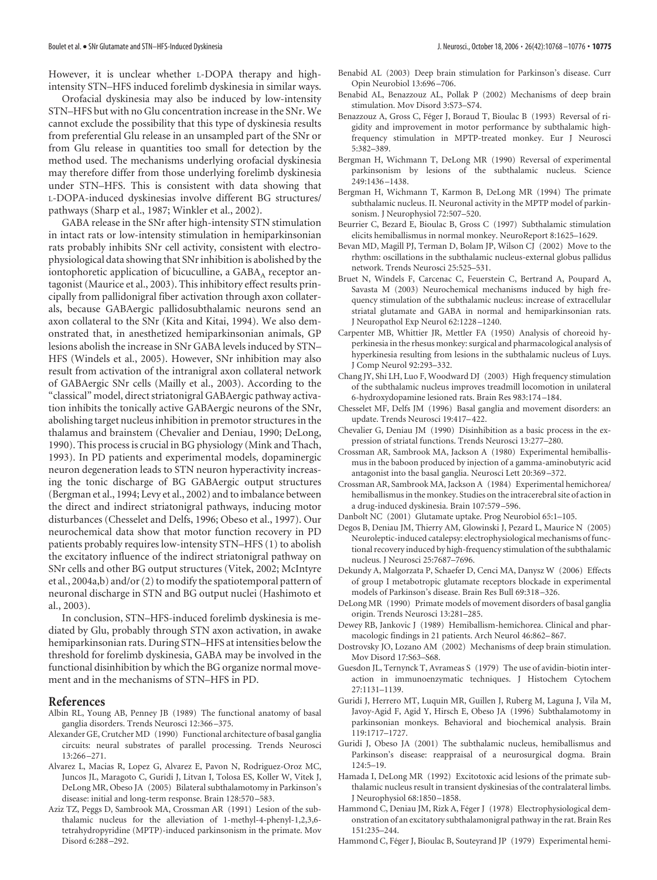However, it is unclear whether L-DOPA therapy and high-intensity STN–HFS induced forelimb dyskinesia in similar ways.

Orofacial dyskinesia may also be induced by low-intensity STN–HFS but with no Glu concentration increase in the SNr. We cannot exclude the possibility that this type of dyskinesia results from preferential Glu release in an unsampled part of the SNr or from Glu release in quantities too small for detection by the method used. The mechanisms underlying orofacial dyskinesia may therefore differ from those underlying forelimb dyskinesia under STN–HFS. This is consistent with data showing that L-DOPA-induced dyskinesias involve different BG structures/pathways (Sharp et al., 1987; Winkler et al., 2002).

GABA release in the SNr after high-intensity STN stimulation in intact rats or low-intensity stimulation in hemiparkinsonian rats probably inhibits SNr cell activity, consistent with electrophysiological data showing that SNr inhibition is abolished by the iontophoretic application of bicuculline, a $GABA_A$ receptor antagonist (Maurice et al., 2003). This inhibitory effect results principally from pallidonigral fiber activation through axon collaterals, because GABAergic pallidosubthalamic neurons send an axon collateral to the SNr (Kita and Kitai, 1994). We also demonstrated that, in anesthetized hemiparkinsonian animals, GP lesions abolish the increase in SNr GABA levels induced by STN–HFS (Windels et al., 2005). However, SNr inhibition may also result from activation of the intranigral axon collateral network of GABAergic SNr cells (Mailly et al., 2003). According to the "classical" model, direct striatonigral GABAergic pathway activation inhibits the tonically active GABAergic neurons of the SNr, abolishing target nucleus inhibition in premotor structures in the thalamus and brainstem (Chevalier and Deniau, 1990; DeLong, 1990). This process is crucial in BG physiology (Mink and Thach, 1993). In PD patients and experimental models, dopaminergic neuron degeneration leads to STN neuron hyperactivity increasing the tonic discharge of BG GABAergic output structures (Bergman et al., 1994; Levy et al., 2002) and to imbalance between the direct and indirect striatonigral pathways, inducing motor disturbances (Chesselet and Delfs, 1996; Obeso et al., 1997). Our neurochemical data show that motor function recovery in PD patients probably requires low-intensity STN–HFS (1) to abolish the excitatory influence of the indirect striatonigral pathway on SNr cells and other BG output structures (Vitek, 2002; McIntyre et al., 2004a,b) and/or (2) to modify the spatiotemporal pattern of neuronal discharge in STN and BG output nuclei (Hashimoto et al., 2003).

In conclusion, STN–HFS-induced forelimb dyskinesia is mediated by Glu, probably through STN axon activation, in awake hemiparkinsonian rats. During STN–HFS at intensities below the threshold for forelimb dyskinesia, GABA may be involved in the functional disinhibition by which the BG organize normal movement and in the mechanisms of STN–HFS in PD.

## References

Albin RL, Young AB, Penney JB (1989) The functional anatomy of basal ganglia disorders. Trends Neurosci 12:366–375.

Alexander GE, Crutcher MD (1990) Functional architecture of basal ganglia circuits: neural substrates of parallel processing. Trends Neurosci 13:266–271.

Alvarez L, Macias R, Lopez G, Alvarez E, Pavon N, Rodriguez-Oroz MC, Juncos JL, Maragoto C, Guridi J, Litvan I, Tolosa ES, Koller W, Vitek J, DeLong MR, Obeso JA (2005) Bilateral subthalamotomy in Parkinson's disease: initial and long-term response. Brain 128:570–583.

Aziz TZ, Peggs D, Sambrook MA, Crossman AR (1991) Lesion of the subthalamic nucleus for the alleviation of 1-methyl-4-phenyl-1,2,3,6-tetrahydropyridine (MPTP)-induced parkinsonism in the primate. Mov Disord 6:288–292.

Benabid AL (2003) Deep brain stimulation for Parkinson's disease. Curr Opin Neurobiol 13:696–706.

Benabid AL, Benazzouz AL, Pollak P (2002) Mechanisms of deep brain stimulation. Mov Disord 3:S73–S74.

Benazzouz A, Gross C, Féger J, Boraud T, Bioulac B (1993) Reversal of rigidity and improvement in motor performance by subthalamic high-frequency stimulation in MPTP-treated monkey. Eur J Neurosci 5:382–389.

Bergman H, Wichmann T, DeLong MR (1990) Reversal of experimental parkinsonism by lesions of the subthalamic nucleus. Science 249:1436–1438.

Bergman H, Wichmann T, Karmon B, DeLong MR (1994) The primate subthalamic nucleus. II. Neuronal activity in the MPTP model of parkinsonism. J Neurophysiol 72:507–520.

Beurrier C, Bezard E, Bioulac B, Gross C (1997) Subthalamic stimulation elicits hemiballismus in normal monkey. NeuroReport 8:1625–1629.

Bevan MD, Magill PJ, Terman D, Bolam JP, Wilson CJ (2002) Move to the rhythm: oscillations in the subthalamic nucleus-external globus pallidus network. Trends Neurosci 25:525–531.

Bruet N, Windels F, Carcenac C, Feuerstein C, Bertrand A, Poupard A, Savasta M (2003) Neurochemical mechanisms induced by high frequency stimulation of the subthalamic nucleus: increase of extracellular striatal glutamate and GABA in normal and hemiparkinsonian rats. J Neuropathol Exp Neurol 62:1228–1240.

Carpenter MB, Whittier JR, Mettler FA (1950) Analysis of choreoid hyperkinesia in the rhesus monkey: surgical and pharmacological analysis of hyperkinesia resulting from lesions in the subthalamic nucleus of Luys. J Comp Neurol 92:293–332.

Chang JY, Shi LH, Luo F, Woodward DJ (2003) High frequency stimulation of the subthalamic nucleus improves treadmill locomotion in unilateral 6-hydroxydopamine lesioned rats. Brain Res 983:174–184.

Chesselet MF, Delfs JM (1996) Basal ganglia and movement disorders: an update. Trends Neurosci 19:417–422.

Chevalier G, Deniau JM (1990) Disinhibition as a basic process in the expression of striatal functions. Trends Neurosci 13:277–280.

Crossman AR, Sambrook MA, Jackson A (1980) Experimental hemiballismus in the baboon produced by injection of a gamma-aminobutyric acid antagonist into the basal ganglia. Neurosci Lett 20:369–372.

Crossman AR, Sambrook MA, Jackson A (1984) Experimental hemichorea/hemiballismus in the monkey. Studies on the intracerebral site of action in a drug-induced dyskinesia. Brain 107:579–596.

Danbolt NC (2001) Glutamate uptake. Prog Neurobiol 65:1–105.

Degos B, Deniau JM, Thierry AM, Glowinski J, Pezard L, Maurice N (2005) Neuroleptic-induced catalepsy: electrophysiological mechanisms of functional recovery induced by high-frequency stimulation of the subthalamic nucleus. J Neurosci 25:7687–7696.

Dekundy A, Malgorzata P, Schaefer D, Cenci MA, Danysz W (2006) Effects of group I metabotropic glutamate receptors blockade in experimental models of Parkinson's disease. Brain Res Bull 69:318–326.

DeLong MR (1990) Primate models of movement disorders of basal ganglia origin. Trends Neurosci 13:281–285.

Dewey RB, Jankovic J (1989) Hemiballism-hemichorea. Clinical and pharmacologic findings in 21 patients. Arch Neurol 46:862–867.

Dostrovsky JO, Lozano AM (2002) Mechanisms of deep brain stimulation. Mov Disord 17:S63–S68.

Guesdon JL, Ternynck T, Avrameas S (1979) The use of avidin-biotin interaction in immunoenzymatic techniques. J Histochem Cytochem 27:1131–1139.

Guridi J, Herrero MT, Luquin MR, Guillen J, Ruberg M, Laguna J, Vila M, Javoy-Agid F, Agid Y, Hirsch E, Obeso JA (1996) Subthalamotomy in parkinsonian monkeys. Behavioral and biochemical analysis. Brain 119:1717–1727.

Guridi J, Obeso JA (2001) The subthalamic nucleus, hemiballismus and Parkinson's disease: reappraisal of a neurosurgical dogma. Brain 124:5–19.

Hamada I, DeLong MR (1992) Excitotoxic acid lesions of the primate subthalamic nucleus result in transient dyskinesias of the contralateral limbs. J Neurophysiol 68:1850–1858.

Hammond C, Deniau JM, Rizk A, Féger J (1978) Electrophysiological demonstration of an excitatory subthalamonigral pathway in the rat. Brain Res 151:235–244.

Hammond C, Féger J, Bioulac B, Souteyrand JP (1979) Experimental hemi-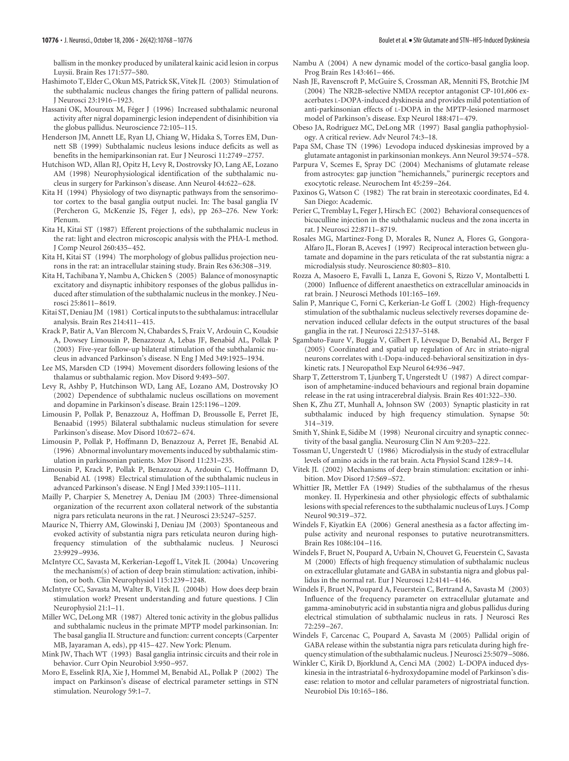ballism in the monkey produced by unilateral kainic acid lesion in corpus Luysii. Brain Res 171:577–580.

Hashimoto T, Elder C, Okun MS, Patrick SK, Vitek JL (2003) Stimulation of the subthalamic nucleus changes the firing pattern of pallidal neurons. J Neurosci 23:1916–1923.

Hassani OK, Mouroux M, Féger J (1996) Increased subthalamic neuronal activity after nigral dopaminergic lesion independent of disinhibition via the globus pallidus. Neuroscience 72:105–115.

Henderson JM, Annett LE, Ryan LJ, Chiang W, Hidaka S, Torres EM, Dunnett SB (1999) Subthalamic nucleus lesions induce deficits as well as benefits in the hemiparkinsonian rat. Eur J Neurosci 11:2749–2757.

Hutchison WD, Allan RJ, Opitz H, Levy R, Dostrovsky JO, Lang AE, Lozano AM (1998) Neurophysiological identification of the subthalamic nucleus in surgery for Parkinson's disease. Ann Neurol 44:622–628.

Kita H (1994) Physiology of two disynaptic pathways from the sensorimotor cortex to the basal ganglia output nuclei. In: The basal ganglia IV (Percheron G, McKenzie JS, Féger J, eds), pp 263–276. New York: Plenum.

Kita H, Kitai ST (1987) Efferent projections of the subthalamic nucleus in the rat: light and electron microscopic analysis with the PHA-L method. J Comp Neurol 260:435–452.

Kita H, Kitai ST (1994) The morphology of globus pallidus projection neurons in the rat: an intracellular staining study. Brain Res 636:308–319.

Kita H, Tachibana Y, Nambu A, Chiken S (2005) Balance of monosynaptic excitatory and disynaptic inhibitory responses of the globus pallidus induced after stimulation of the subthalamic nucleus in the monkey. J Neurosci 25:8611–8619.

Kitai ST, Deniau JM (1981) Cortical inputs to the subthalamus: intracellular analysis. Brain Res 214:411–415.

Krack P, Batir A, Van Blercom N, Chabardes S, Fraix V, Ardouin C, Koudsie A, Dowsey Limousin P, Benazzouz A, Lebas JF, Benabid AL, Pollak P (2003) Five-year follow-up bilateral stimulation of the subthalamic nucleus in advanced Parkinson's disease. N Eng J Med 349:1925–1934.

Lee MS, Marsden CD (1994) Movement disorders following lesions of the thalamus or subthalamic region. Mov Disord 9:493–507.

Levy R, Ashby P, Hutchinson WD, Lang AE, Lozano AM, Dostrovsky JO (2002) Dependence of subthalamic nucleus oscillations on movement and dopamine in Parkinson's disease. Brain 125:1196–1209.

Limousin P, Pollak P, Benazzouz A, Hoffman D, Broussolle E, Perret JE, Benaabid (1995) Bilateral subthalamic nucleus stimulation for severe Parkinson's disease. Mov Disord 10:672–674.

Limousin P, Pollak P, Hoffmann D, Benazzouz A, Perret JE, Benabid AL (1996) Abnormal involuntary movements induced by subthalamic stimulation in parkinsonian patients. Mov Disord 11:231–235.

Limousin P, Krack P, Pollak P, Benazzouz A, Ardouin C, Hoffmann D, Benabid AL (1998) Electrical stimulation of the subthalamic nucleus in advanced Parkinson's disease. N Engl J Med 339:1105–1111.

Mailly P, Charpier S, Menetrey A, Deniau JM (2003) Three-dimensional organization of the recurrent axon collateral network of the substantia nigra pars reticulata neurons in the rat. J Neurosci 23:5247–5257.

Maurice N, Thierry AM, Glowinski J, Deniau JM (2003) Spontaneous and evoked activity of substantia nigra pars reticulata neuron during high-frequency stimulation of the subthalamic nucleus. J Neurosci 23:9929–9936.

McIntyre CC, Savasta M, Kerkerian-Legoff L, Vitek JL (2004a) Uncovering the mechanism(s) of action of deep brain stimulation: activation, inhibition, or both. Clin Neurophysiol 115:1239–1248.

McIntyre CC, Savasta M, Walter B, Vitek JL (2004b) How does deep brain stimulation work? Present understanding and future questions. J Clin Neurophysiol 21:1–11.

Miller WC, DeLong MR (1987) Altered tonic activity in the globus pallidus and subthalamic nucleus in the primate MPTP model parkinsonian. In: The basal ganglia II. Structure and function: current concepts (Carpenter MB, Jayaraman A, eds), pp 415–427. New York: Plenum.

Mink JW, Thach WT (1993) Basal ganglia intrinsic circuits and their role in behavior. Curr Opin Neurobiol 3:950–957.

Moro E, Esselink RJA, Xie J, Hommel M, Benabid AL, Pollak P (2002) The impact on Parkinson's disease of electrical parameter settings in STN stimulation. Neurology 59:1–7.

Nambu A (2004) A new dynamic model of the cortico-basal ganglia loop. Prog Brain Res 143:461–466.

Nash JE, Ravenscroft P, McGuire S, Crossman AR, Menniti FS, Brotchie JM (2004) The NR2B-selective NMDA receptor antagonist CP-101,606 exacerbates L-DOPA-induced dyskinesia and provides mild potentiation of anti-parkinsonian effects of L-DOPA in the MPTP-lesioned marmoset model of Parkinson's disease. Exp Neurol 188:471–479.

Obeso JA, Rodriguez MC, DeLong MR (1997) Basal ganglia pathophysiology. A critical review. Adv Neurol 74:3–18.

Papa SM, Chase TN (1996) Levodopa induced dyskinesias improved by a glutamate antagonist in parkinsonian monkeys. Ann Neurol 39:574–578.

Parpura V, Scemes E, Spray DC (2004) Mechanisms of glutamate release from astrocytes: gap junction "hemichannels," purinergic receptors and exocytotic release. Neurochem Int 45:259–264.

Paxinos G, Watson C (1982) The rat brain in stereotaxic coordinates, Ed 4. San Diego: Academic.

Perier C, Tremblay L, Feger J, Hirsch EC (2002) Behavioral consequences of bicuculline injection in the subthalamic nucleus and the zona incerta in rat. J Neurosci 22:8711–8719.

Rosales MG, Martinez-Fong D, Morales R, Nunez A, Flores G, Gongora-Alfaro JL, Floran B, Aceves J (1997) Reciprocal interaction between glutamate and dopamine in the pars reticulata of the rat substantia nigra: a microdialysis study. Neuroscience 80:803–810.

Rozza A, Masoero E, Favalli L, Lanza E, Govoni S, Rizzo V, Montalbetti L (2000) Influence of different anaesthetics on extracellular aminoacids in rat brain. J Neurosci Methods 101:165–169.

Salin P, Manrique C, Forni C, Kerkerian-Le Goff L (2002) High-frequency stimulation of the subthalamic nucleus selectively reverses dopamine denervation induced cellular defects in the output structures of the basal ganglia in the rat. J Neurosci 22:5137–5148.

Sgambato-Faure V, Buggia V, Gilbert F, Lévesque D, Benabid AL, Berger F (2005) Coordinated and spatial up regulation of Arc in striato-nigral neurons correlates with L-Dopa-induced-behavioral sensitization in dyskinetic rats. J Neuropathol Exp Neurol 64:936–947.

Sharp T, Zetterstrom T, Ljunberg T, Ungerstedt U (1987) A direct comparison of amphetamine-induced behaviours and regional brain dopamine release in the rat using intracerebral dialysis. Brain Res 401:322–330.

Shen K, Zhu ZT, Munhall A, Johnson SW (2003) Synaptic plasticity in rat subthalamic induced by high frequency stimulation. Synapse 50: 314–319.

Smith Y, Shink E, Sidibe M (1998) Neuronal circuitry and synaptic connectivity of the basal ganglia. Neurosurg Clin N Am 9:203–222.

Tossman U, Ungerstedt U (1986) Microdialysis in the study of extracellular levels of amino acids in the rat brain. Acta Physiol Scand 128:9–14.

Vitek JL (2002) Mechanisms of deep brain stimulation: excitation or inhibition. Mov Disord 17:S69–S72.

Whittier JR, Mettler FA (1949) Studies of the subthalamus of the rhesus monkey. II. Hyperkinesia and other physiologic effects of subthalamic lesions with special references to the subthalamic nucleus of Luys. J Comp Neurol 90:319–372.

Windels F, Kiyatkin EA (2006) General anesthesia as a factor affecting impulse activity and neuronal responses to putative neurotransmitters. Brain Res 1086:104–116.

Windels F, Bruet N, Poupard A, Urbain N, Chouvet G, Feuerstein C, Savasta M (2000) Effects of high frequency stimulation of subthalamic nucleus on extracellular glutamate and GABA in substantia nigra and globus pallidus in the normal rat. Eur J Neurosci 12:4141–4146.

Windels F, Bruet N, Poupard A, Feuerstein C, Bertrand A, Savasta M (2003) Influence of the frequency parameter on extracellular glutamate and gamma-aminobutyric acid in substantia nigra and globus pallidus during electrical stimulation of subthalamic nucleus in rats. J Neurosci Res 72:259–267.

Windels F, Carcenac C, Poupard A, Savasta M (2005) Pallidal origin of GABA release within the substantia nigra pars reticulata during high frequency stimulation of the subthalamic nucleus. J Neurosci 25:5079–5086.

Winkler C, Kirik D, Bjorklund A, Cenci MA (2002) L-DOPA induced dyskinesia in the intrastriatal 6-hydroxydopamine model of Parkinson's disease: relation to motor and cellular parameters of nigrostriatal function. Neurobiol Dis 10:165–186.